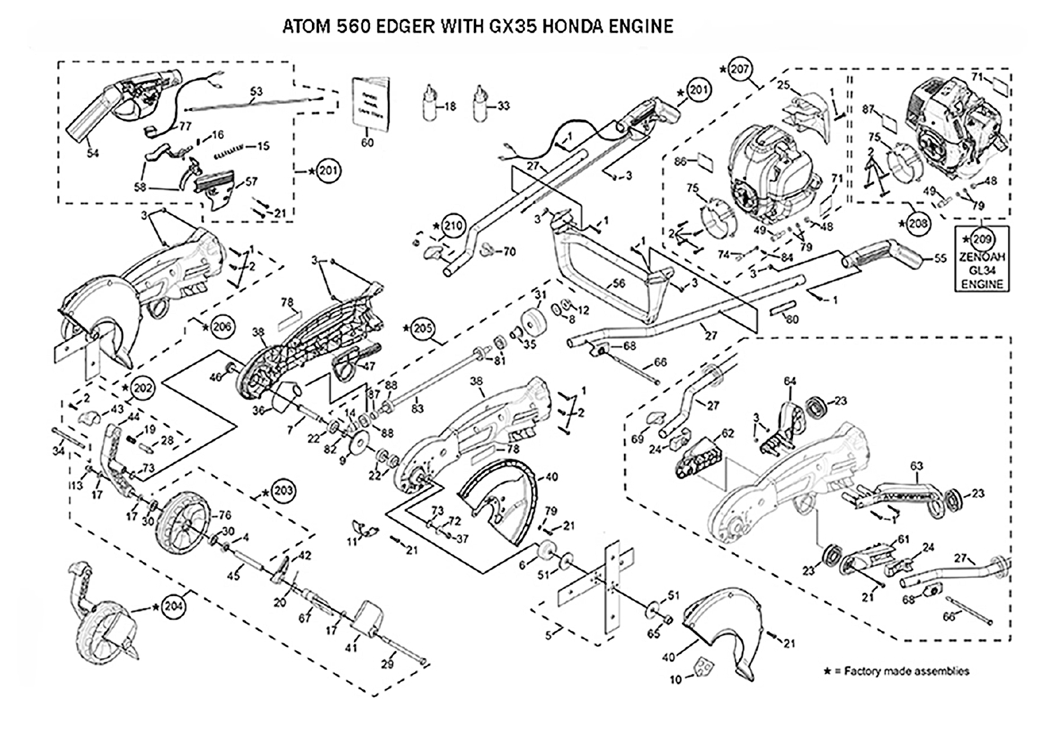# ATOM 560 EDGER WITH GX35 HONDA ENGINE

★ = Factory made assemblies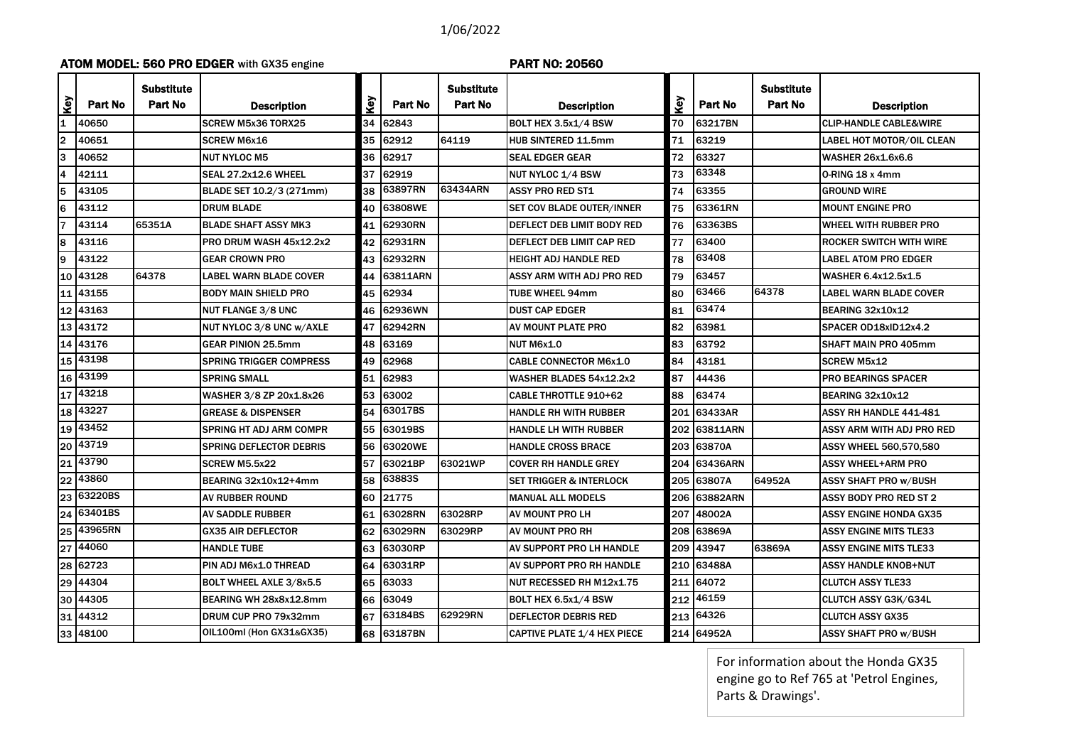1/06/2022

**ATOM MODEL: 560 PRO EDGER** with GX35 engine

**PART NO: 20560**

| Key | Part No | Substitute Part No | Description | Key | Part No | Substitute Part No | Description | Key | Part No | Substitute Part No | Description |
|---|---|---|---|---|---|---|---|---|---|---|---|
| 1 | 40650 | | SCREW M5x36 TORX25 | 34 | 62843 | | BOLT HEX 3.5x1/4 BSW | 70 | 63217BN | | CLIP-HANDLE CABLE&WIRE |
| 2 | 40651 | | SCREW M6x16 | 35 | 62912 | 64119 | HUB SINTERED 11.5mm | 71 | 63219 | | LABEL HOT MOTOR/OIL CLEAN |
| 3 | 40652 | | NUT NYLOC M5 | 36 | 62917 | | SEAL EDGER GEAR | 72 | 63327 | | WASHER 26x1.6x6.6 |
| 4 | 42111 | | SEAL 27.2x12.6 WHEEL | 37 | 62919 | | NUT NYLOC 1/4 BSW | 73 | 63348 | | O-RING 18 x 4mm |
| 5 | 43105 | | BLADE SET 10.2/3 (271mm) | 38 | 63897RN | 63434ARN | ASSY PRO RED ST1 | 74 | 63355 | | GROUND WIRE |
| 6 | 43112 | | DRUM BLADE | 40 | 63808WE | | SET COV BLADE OUTER/INNER | 75 | 63361RN | | MOUNT ENGINE PRO |
| 7 | 43114 | 65351A | BLADE SHAFT ASSY MK3 | 41 | 62930RN | | DEFLECT DEB LIMIT BODY RED | 76 | 63363BS | | WHEEL WITH RUBBER PRO |
| 8 | 43116 | | PRO DRUM WASH 45x12.2x2 | 42 | 62931RN | | DEFLECT DEB LIMIT CAP RED | 77 | 63400 | | ROCKER SWITCH WITH WIRE |
| 9 | 43122 | | GEAR CROWN PRO | 43 | 62932RN | | HEIGHT ADJ HANDLE RED | 78 | 63408 | | LABEL ATOM PRO EDGER |
| 10 | 43128 | 64378 | LABEL WARN BLADE COVER | 44 | 63811ARN | | ASSY ARM WITH ADJ PRO RED | 79 | 63457 | | WASHER 6.4x12.5x1.5 |
| 11 | 43155 | | BODY MAIN SHIELD PRO | 45 | 62934 | | TUBE WHEEL 94mm | 80 | 63466 | 64378 | LABEL WARN BLADE COVER |
| 12 | 43163 | | NUT FLANGE 3/8 UNC | 46 | 62936WN | | DUST CAP EDGER | 81 | 63474 | | BEARING 32x10x12 |
| 13 | 43172 | | NUT NYLOC 3/8 UNC w/AXLE | 47 | 62942RN | | AV MOUNT PLATE PRO | 82 | 63981 | | SPACER OD18xID12x4.2 |
| 14 | 43176 | | GEAR PINION 25.5mm | 48 | 63169 | | NUT M6x1.0 | 83 | 63792 | | SHAFT MAIN PRO 405mm |
| 15 | 43198 | | SPRING TRIGGER COMPRESS | 49 | 62968 | | CABLE CONNECTOR M6x1.0 | 84 | 43181 | | SCREW M5x12 |
| 16 | 43199 | | SPRING SMALL | 51 | 62983 | | WASHER BLADES 54x12.2x2 | 87 | 44436 | | PRO BEARINGS SPACER |
| 17 | 43218 | | WASHER 3/8 ZP 20x1.8x26 | 53 | 63002 | | CABLE THROTTLE 910+62 | 88 | 63474 | | BEARING 32x10x12 |
| 18 | 43227 | | GREASE & DISPENSER | 54 | 63017BS | | HANDLE RH WITH RUBBER | 201 | 63433AR | | ASSY RH HANDLE 441-481 |
| 19 | 43452 | | SPRING HT ADJ ARM COMPR | 55 | 63019BS | | HANDLE LH WITH RUBBER | 202 | 63811ARN | | ASSY ARM WITH ADJ PRO RED |
| 20 | 43719 | | SPRING DEFLECTOR DEBRIS | 56 | 63020WE | | HANDLE CROSS BRACE | 203 | 63870A | | ASSY WHEEL 560,570,580 |
| 21 | 43790 | | SCREW M5.5x22 | 57 | 63021BP | 63021WP | COVER RH HANDLE GREY | 204 | 63436ARN | | ASSY WHEEL+ARM PRO |
| 22 | 43860 | | BEARING 32x10x12+4mm | 58 | 63883S | | SET TRIGGER & INTERLOCK | 205 | 63807A | 64952A | ASSY SHAFT PRO w/BUSH |
| 23 | 63220BS | | AV RUBBER ROUND | 60 | 21775 | | MANUAL ALL MODELS | 206 | 63882ARN | | ASSY BODY PRO RED ST 2 |
| 24 | 63401BS | | AV SADDLE RUBBER | 61 | 63028RN | 63028RP | AV MOUNT PRO LH | 207 | 48002A | | ASSY ENGINE HONDA GX35 |
| 25 | 43965RN | | GX35 AIR DEFLECTOR | 62 | 63029RN | 63029RP | AV MOUNT PRO RH | 208 | 63869A | | ASSY ENGINE MITS TLE33 |
| 27 | 44060 | | HANDLE TUBE | 63 | 63030RP | | AV SUPPORT PRO LH HANDLE | 209 | 43947 | 63869A | ASSY ENGINE MITS TLE33 |
| 28 | 62723 | | PIN ADJ M6x1.0 THREAD | 64 | 63031RP | | AV SUPPORT PRO RH HANDLE | 210 | 63488A | | ASSY HANDLE KNOB+NUT |
| 29 | 44304 | | BOLT WHEEL AXLE 3/8x5.5 | 65 | 63033 | | NUT RECESSED RH M12x1.75 | 211 | 64072 | | CLUTCH ASSY TLE33 |
| 30 | 44305 | | BEARING WH 28x8x12.8mm | 66 | 63049 | | BOLT HEX 6.5x1/4 BSW | 212 | 46159 | | CLUTCH ASSY G3K/G34L |
| 31 | 44312 | | DRUM CUP PRO 79x32mm | 67 | 63184BS | 62929RN | DEFLECTOR DEBRIS RED | 213 | 64326 | | CLUTCH ASSY GX35 |
| 33 | 48100 | | OIL100ml (Hon GX31&GX35) | 68 | 63187BN | | CAPTIVE PLATE 1/4 HEX PIECE | 214 | 64952A | | ASSY SHAFT PRO w/BUSH |

For information about the Honda GX35 engine go to Ref 765 at 'Petrol Engines, Parts & Drawings'.